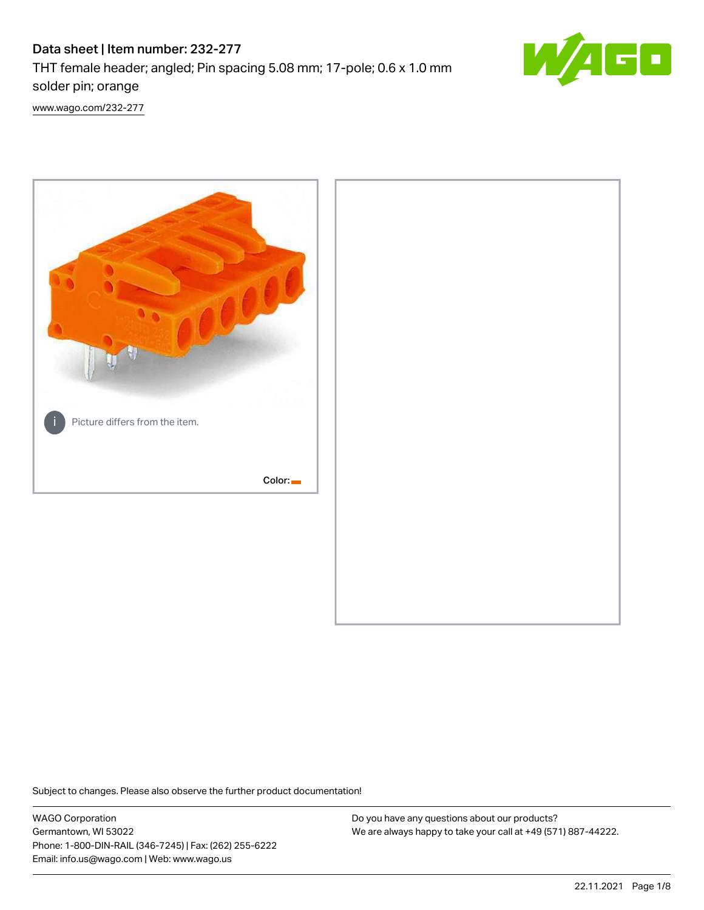# Data sheet | Item number: 232-277

THT female header; angled; Pin spacing 5.08 mm; 17-pole; 0.6 x 1.0 mm solder pin; orange

www.wago.com/232-277

Picture differs from the item.

Color:

Subject to changes. Please also observe the further product documentation!

WAGO Corporation
Germantown, WI 53022
Phone: 1-800-DIN-RAIL (346-7245) | Fax: (262) 255-6222
Email: info.us@wago.com | Web: www.wago.us

Do you have any questions about our products?
We are always happy to take your call at +49 (571) 887-44222.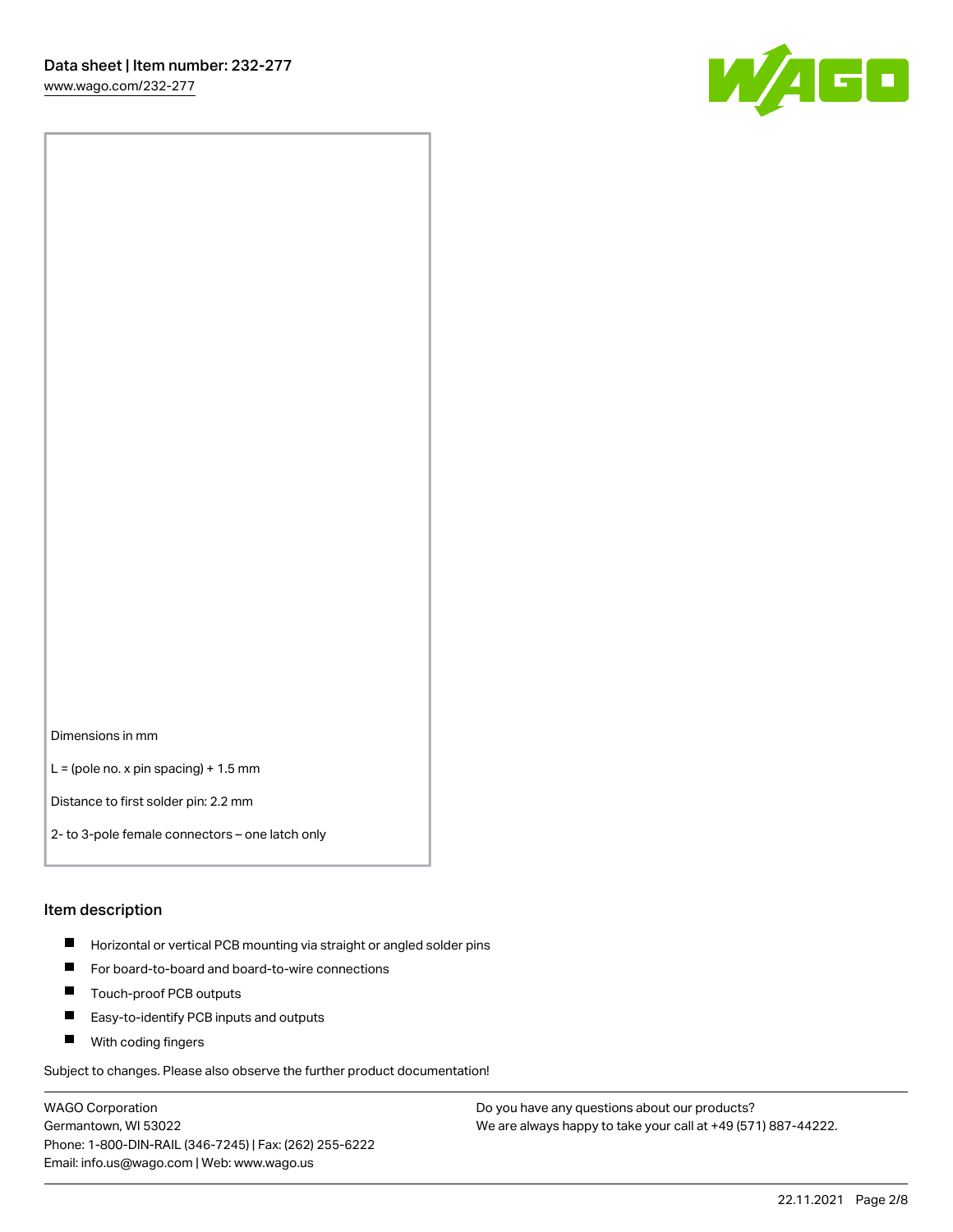Dimensions in mm

L = (pole no. x pin spacing) + 1.5 mm

Distance to first solder pin: 2.2 mm

2- to 3-pole female connectors – one latch only

## Item description

- Horizontal or vertical PCB mounting via straight or angled solder pins
- For board-to-board and board-to-wire connections
- Touch-proof PCB outputs
- Easy-to-identify PCB inputs and outputs
- With coding fingers

Subject to changes. Please also observe the further product documentation!

WAGO Corporation
Germantown, WI 53022
Phone: 1-800-DIN-RAIL (346-7245) | Fax: (262) 255-6222
Email: info.us@wago.com | Web: www.wago.us

Do you have any questions about our products?
We are always happy to take your call at +49 (571) 887-44222.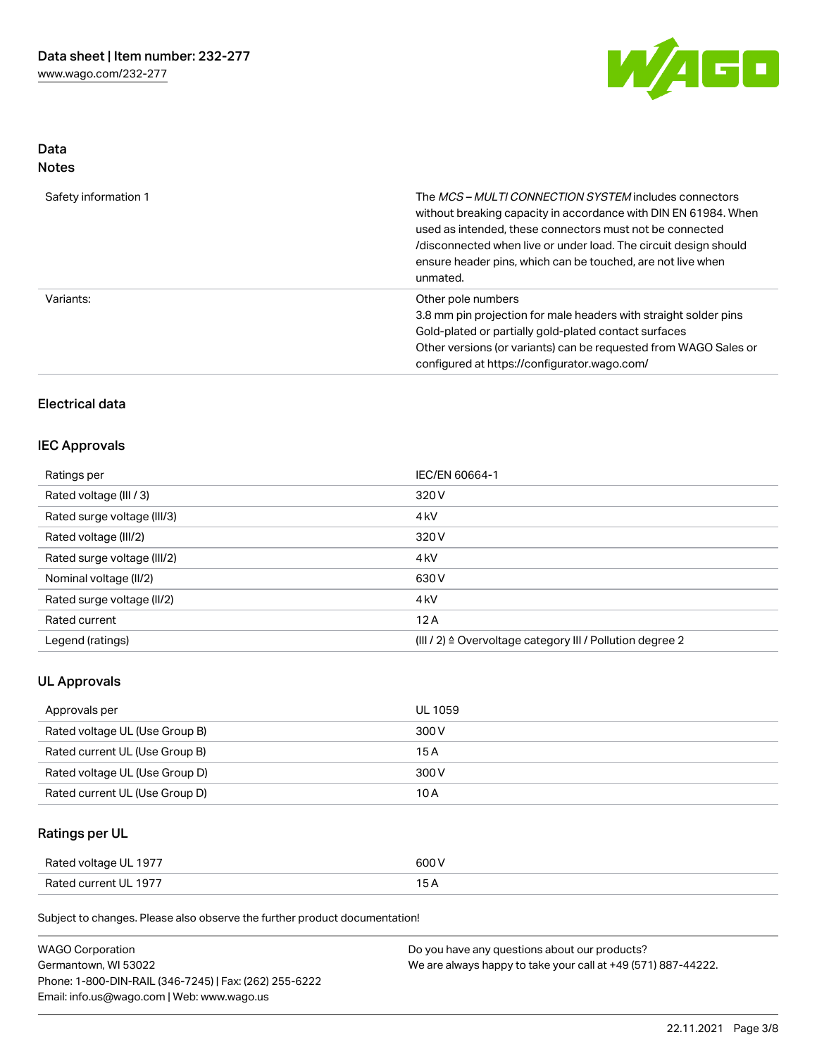## Data
## Notes

| | |
|---|---|
| Safety information 1 | The *MCS – MULTI CONNECTION SYSTEM* includes connectors without breaking capacity in accordance with DIN EN 61984. When used as intended, these connectors must not be connected /disconnected when live or under load. The circuit design should ensure header pins, which can be touched, are not live when unmated. |
| Variants: | Other pole numbers<br>3.8 mm pin projection for male headers with straight solder pins<br>Gold-plated or partially gold-plated contact surfaces<br>Other versions (or variants) can be requested from WAGO Sales or configured at https://configurator.wago.com/ |

### Electrical data

### IEC Approvals

| | |
|---|---|
| Ratings per | IEC/EN 60664-1 |
| Rated voltage (III / 3) | 320 V |
| Rated surge voltage (III/3) | 4 kV |
| Rated voltage (III/2) | 320 V |
| Rated surge voltage (III/2) | 4 kV |
| Nominal voltage (II/2) | 630 V |
| Rated surge voltage (II/2) | 4 kV |
| Rated current | 12 A |
| Legend (ratings) | (III / 2) ≙ Overvoltage category III / Pollution degree 2 |

### UL Approvals

| | |
|---|---|
| Approvals per | UL 1059 |
| Rated voltage UL (Use Group B) | 300 V |
| Rated current UL (Use Group B) | 15 A |
| Rated voltage UL (Use Group D) | 300 V |
| Rated current UL (Use Group D) | 10 A |

### Ratings per UL

| | |
|---|---|
| Rated voltage UL 1977 | 600 V |
| Rated current UL 1977 | 15 A |

Subject to changes. Please also observe the further product documentation!

WAGO Corporation
Germantown, WI 53022
Phone: 1-800-DIN-RAIL (346-7245) | Fax: (262) 255-6222
Email: info.us@wago.com | Web: www.wago.us

Do you have any questions about our products?
We are always happy to take your call at +49 (571) 887-44222.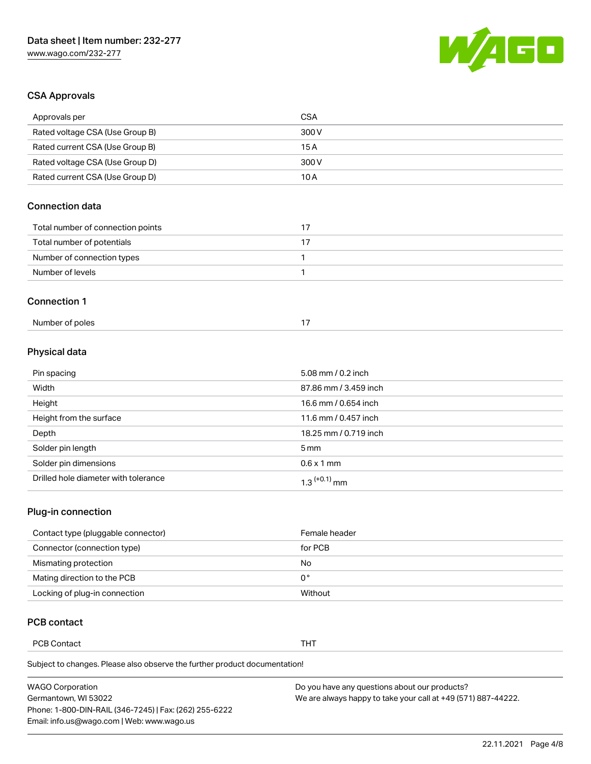## CSA Approvals

| Approvals per | CSA |
| --- | --- |
| Rated voltage CSA (Use Group B) | 300 V |
| Rated current CSA (Use Group B) | 15 A |
| Rated voltage CSA (Use Group D) | 300 V |
| Rated current CSA (Use Group D) | 10 A |

## Connection data

| | |
| --- | --- |
| Total number of connection points | 17 |
| Total number of potentials | 17 |
| Number of connection types | 1 |
| Number of levels | 1 |

## Connection 1

| | |
| --- | --- |
| Number of poles | 17 |

## Physical data

| | |
| --- | --- |
| Pin spacing | 5.08 mm / 0.2 inch |
| Width | 87.86 mm / 3.459 inch |
| Height | 16.6 mm / 0.654 inch |
| Height from the surface | 11.6 mm / 0.457 inch |
| Depth | 18.25 mm / 0.719 inch |
| Solder pin length | 5 mm |
| Solder pin dimensions | 0.6 x 1 mm |
| Drilled hole diameter with tolerance | $1.3^{(+0.1)}$ mm |

## Plug-in connection

| | |
| --- | --- |
| Contact type (pluggable connector) | Female header |
| Connector (connection type) | for PCB |
| Mismating protection | No |
| Mating direction to the PCB | 0 ° |
| Locking of plug-in connection | Without |

## PCB contact

| | |
| --- | --- |
| PCB Contact | THT |

Subject to changes. Please also observe the further product documentation!

WAGO Corporation
Germantown, WI 53022
Phone: 1-800-DIN-RAIL (346-7245) | Fax: (262) 255-6222
Email: info.us@wago.com | Web: www.wago.us

Do you have any questions about our products?
We are always happy to take your call at +49 (571) 887-44222.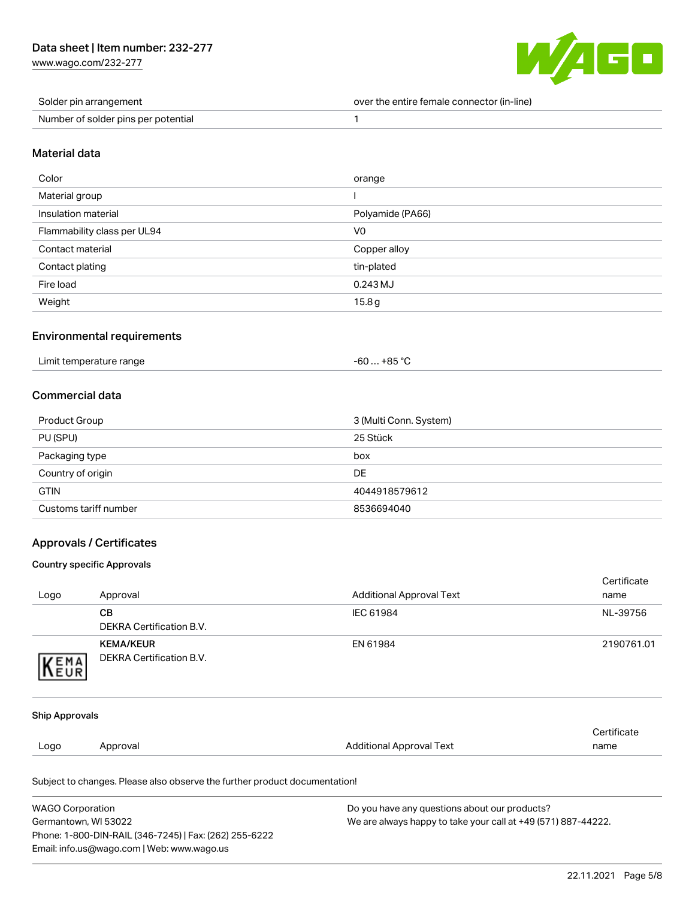| Solder pin arrangement | over the entire female connector (in-line) |
| --- | --- |
| Number of solder pins per potential | 1 |

## Material data

| Color | orange |
| --- | --- |
| Material group | I |
| Insulation material | Polyamide (PA66) |
| Flammability class per UL94 | V0 |
| Contact material | Copper alloy |
| Contact plating | tin-plated |
| Fire load | 0.243 MJ |
| Weight | 15.8 g |

## Environmental requirements

| Limit temperature range | -60 … +85 °C |
| --- | --- |

## Commercial data

| Product Group | 3 (Multi Conn. System) |
| --- | --- |
| PU (SPU) | 25 Stück |
| Packaging type | box |
| Country of origin | DE |
| GTIN | 4044918579612 |
| Customs tariff number | 8536694040 |

## Approvals / Certificates

### Country specific Approvals

| Logo | Approval | Additional Approval Text | Certificate name |
| --- | --- | --- | --- |
| | **CB** DEKRA Certification B.V. | IEC 61984 | NL-39756 |
| | **KEMA/KEUR** DEKRA Certification B.V. | EN 61984 | 2190761.01 |

### Ship Approvals

| Logo | Approval | Additional Approval Text | Certificate name |
| --- | --- | --- | --- |

Subject to changes. Please also observe the further product documentation!

WAGO Corporation
Germantown, WI 53022
Phone: 1-800-DIN-RAIL (346-7245) | Fax: (262) 255-6222
Email: info.us@wago.com | Web: www.wago.us

Do you have any questions about our products?
We are always happy to take your call at +49 (571) 887-44222.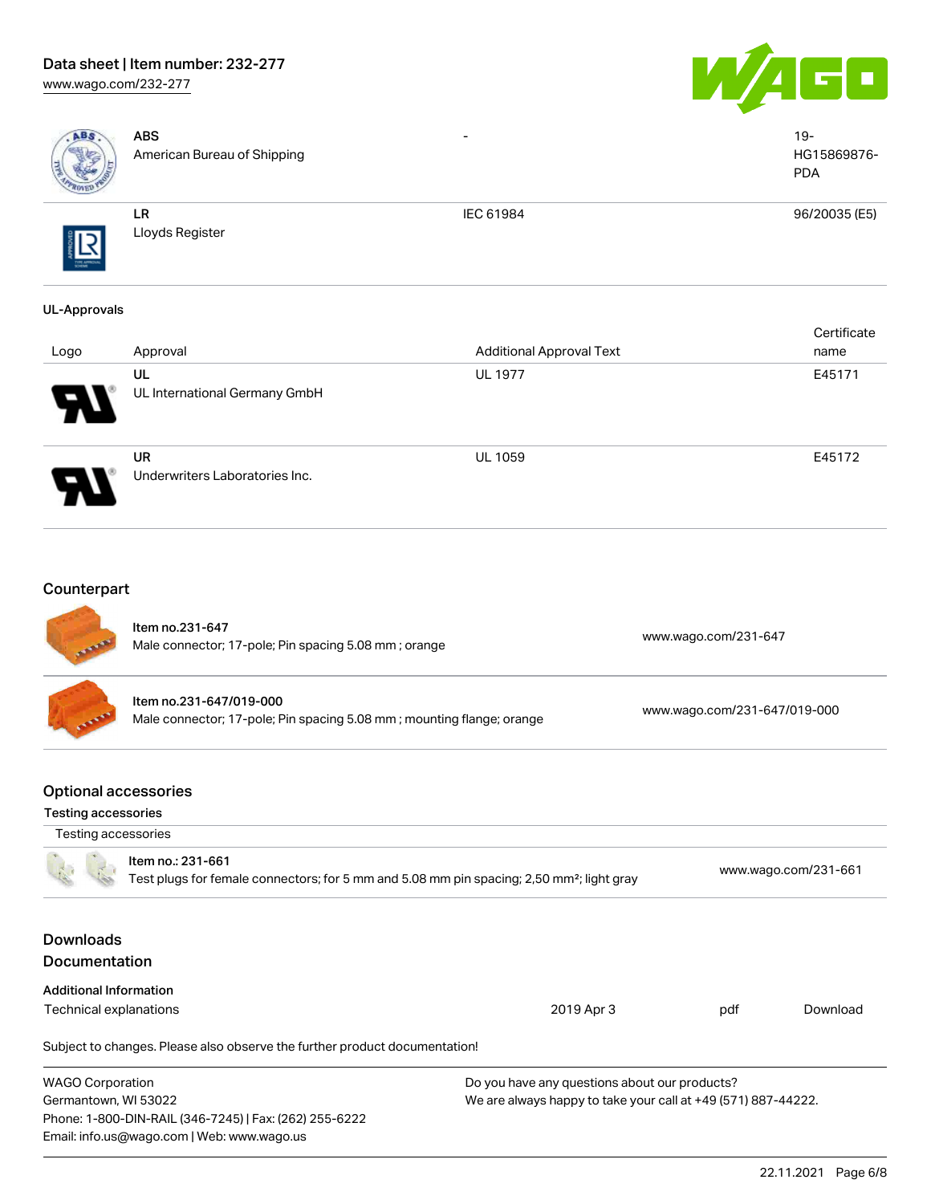| Logo | Approval | Additional Approval Text | Certificate name |
| --- | --- | --- | --- |
| | **ABS** American Bureau of Shipping | - | 19-HG15869876-PDA |
| | **LR** Lloyds Register | IEC 61984 | 96/20035 (E5) |

**UL-Approvals**

| Logo | Approval | Additional Approval Text | Certificate name |
| --- | --- | --- | --- |
| | **UL** UL International Germany GmbH | UL 1977 | E45171 |
| | **UR** Underwriters Laboratories Inc. | UL 1059 | E45172 |

## Counterpart

| | | |
| --- | --- | --- |
| | Item no.231-647 Male connector; 17-pole; Pin spacing 5.08 mm ; orange | www.wago.com/231-647 |
| | Item no.231-647/019-000 Male connector; 17-pole; Pin spacing 5.08 mm ; mounting flange; orange | www.wago.com/231-647/019-000 |

## Optional accessories

**Testing accessories**

Testing accessories

| | | |
| --- | --- | --- |
| | Item no.: 231-661 Test plugs for female connectors; for 5 mm and 5.08 mm pin spacing; 2,50 mm²; light gray | www.wago.com/231-661 |

## Downloads

## Documentation

**Additional Information**

| | | | |
| --- | --- | --- | --- |
| Technical explanations | 2019 Apr 3 | pdf | Download |

Subject to changes. Please also observe the further product documentation!

WAGO Corporation
Germantown, WI 53022
Phone: 1-800-DIN-RAIL (346-7245) | Fax: (262) 255-6222
Email: info.us@wago.com | Web: www.wago.us

Do you have any questions about our products?
We are always happy to take your call at +49 (571) 887-44222.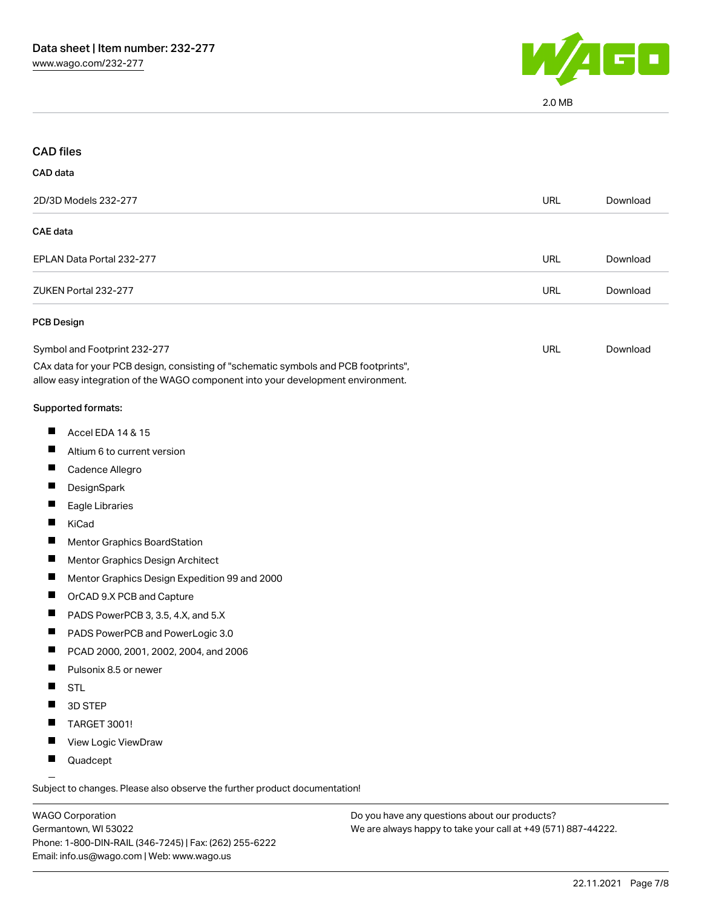2.0 MB

## CAD files

### CAD data

| | | |
|---|---|---|
| 2D/3D Models 232-277 | URL | Download |

### CAE data

| | | |
|---|---|---|
| EPLAN Data Portal 232-277 | URL | Download |
| ZUKEN Portal 232-277 | URL | Download |

### PCB Design

| | | |
|---|---|---|
| Symbol and Footprint 232-277 | URL | Download |

CAx data for your PCB design, consisting of "schematic symbols and PCB footprints", allow easy integration of the WAGO component into your development environment.

Supported formats:

- Accel EDA 14 & 15
- Altium 6 to current version
- Cadence Allegro
- DesignSpark
- Eagle Libraries
- KiCad
- Mentor Graphics BoardStation
- Mentor Graphics Design Architect
- Mentor Graphics Design Expedition 99 and 2000
- OrCAD 9.X PCB and Capture
- PADS PowerPCB 3, 3.5, 4.X, and 5.X
- PADS PowerPCB and PowerLogic 3.0
- PCAD 2000, 2001, 2002, 2004, and 2006
- Pulsonix 8.5 or newer
- STL
- 3D STEP
- TARGET 3001!
- View Logic ViewDraw
- Quadcept

Subject to changes. Please also observe the further product documentation!

WAGO Corporation
Germantown, WI 53022
Phone: 1-800-DIN-RAIL (346-7245) | Fax: (262) 255-6222
Email: info.us@wago.com | Web: www.wago.us

Do you have any questions about our products?
We are always happy to take your call at +49 (571) 887-44222.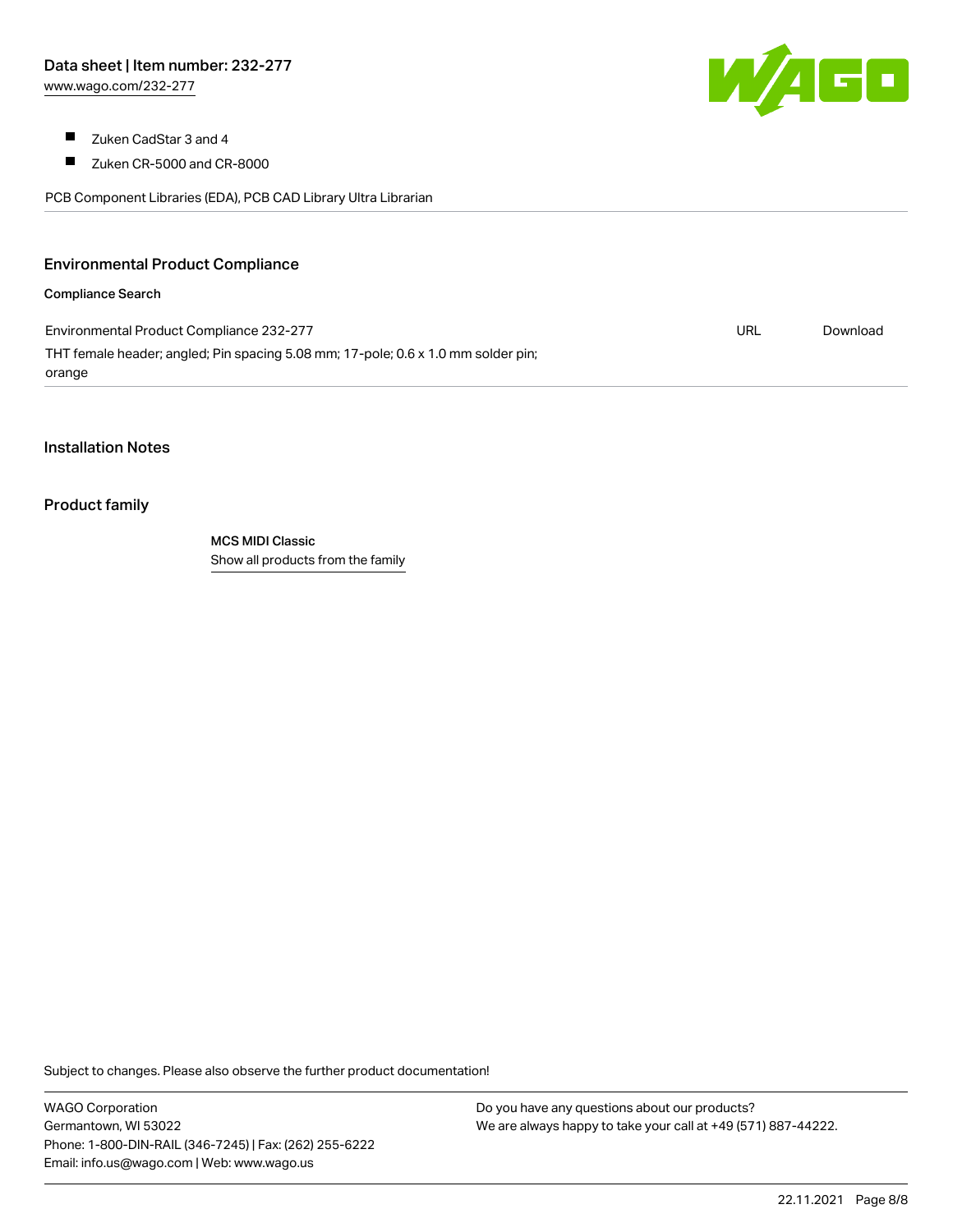- Zuken CadStar 3 and 4
- Zuken CR-5000 and CR-8000

PCB Component Libraries (EDA), PCB CAD Library Ultra Librarian

## Environmental Product Compliance

### Compliance Search

| | | |
|---|---|---|
| Environmental Product Compliance 232-277<br>THT female header; angled; Pin spacing 5.08 mm; 17-pole; 0.6 x 1.0 mm solder pin; orange | URL | Download |

## Installation Notes

## Product family

**MCS MIDI Classic**
Show all products from the family

Subject to changes. Please also observe the further product documentation!

WAGO Corporation
Germantown, WI 53022
Phone: 1-800-DIN-RAIL (346-7245) | Fax: (262) 255-6222
Email: info.us@wago.com | Web: www.wago.us

Do you have any questions about our products?
We are always happy to take your call at +49 (571) 887-44222.

22.11.2021